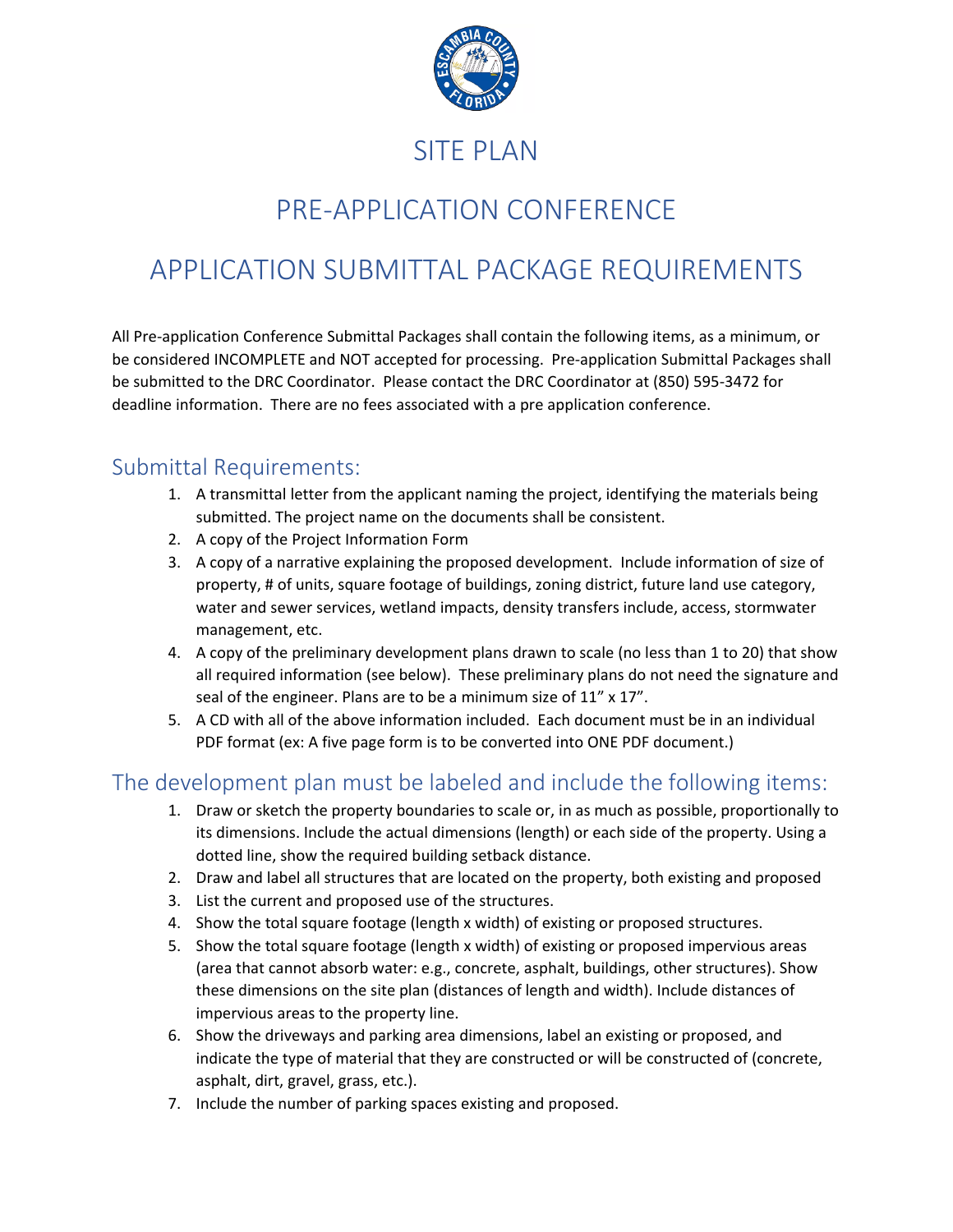# SITE PLAN

# PRE-APPLICATION CONFERENCE

# APPLICATION SUBMITTAL PACKAGE REQUIREMENTS

All Pre-application Conference Submittal Packages shall contain the following items, as a minimum, or be considered INCOMPLETE and NOT accepted for processing. Pre-application Submittal Packages shall be submitted to the DRC Coordinator. Please contact the DRC Coordinator at (850) 595-3472 for deadline information. There are no fees associated with a pre application conference.

## Submittal Requirements:

1. A transmittal letter from the applicant naming the project, identifying the materials being submitted. The project name on the documents shall be consistent.
2. A copy of the Project Information Form
3. A copy of a narrative explaining the proposed development. Include information of size of property, # of units, square footage of buildings, zoning district, future land use category, water and sewer services, wetland impacts, density transfers include, access, stormwater management, etc.
4. A copy of the preliminary development plans drawn to scale (no less than 1 to 20) that show all required information (see below). These preliminary plans do not need the signature and seal of the engineer. Plans are to be a minimum size of 11" x 17".
5. A CD with all of the above information included. Each document must be in an individual PDF format (ex: A five page form is to be converted into ONE PDF document.)

## The development plan must be labeled and include the following items:

1. Draw or sketch the property boundaries to scale or, in as much as possible, proportionally to its dimensions. Include the actual dimensions (length) or each side of the property. Using a dotted line, show the required building setback distance.
2. Draw and label all structures that are located on the property, both existing and proposed
3. List the current and proposed use of the structures.
4. Show the total square footage (length x width) of existing or proposed structures.
5. Show the total square footage (length x width) of existing or proposed impervious areas (area that cannot absorb water: e.g., concrete, asphalt, buildings, other structures). Show these dimensions on the site plan (distances of length and width). Include distances of impervious areas to the property line.
6. Show the driveways and parking area dimensions, label an existing or proposed, and indicate the type of material that they are constructed or will be constructed of (concrete, asphalt, dirt, gravel, grass, etc.).
7. Include the number of parking spaces existing and proposed.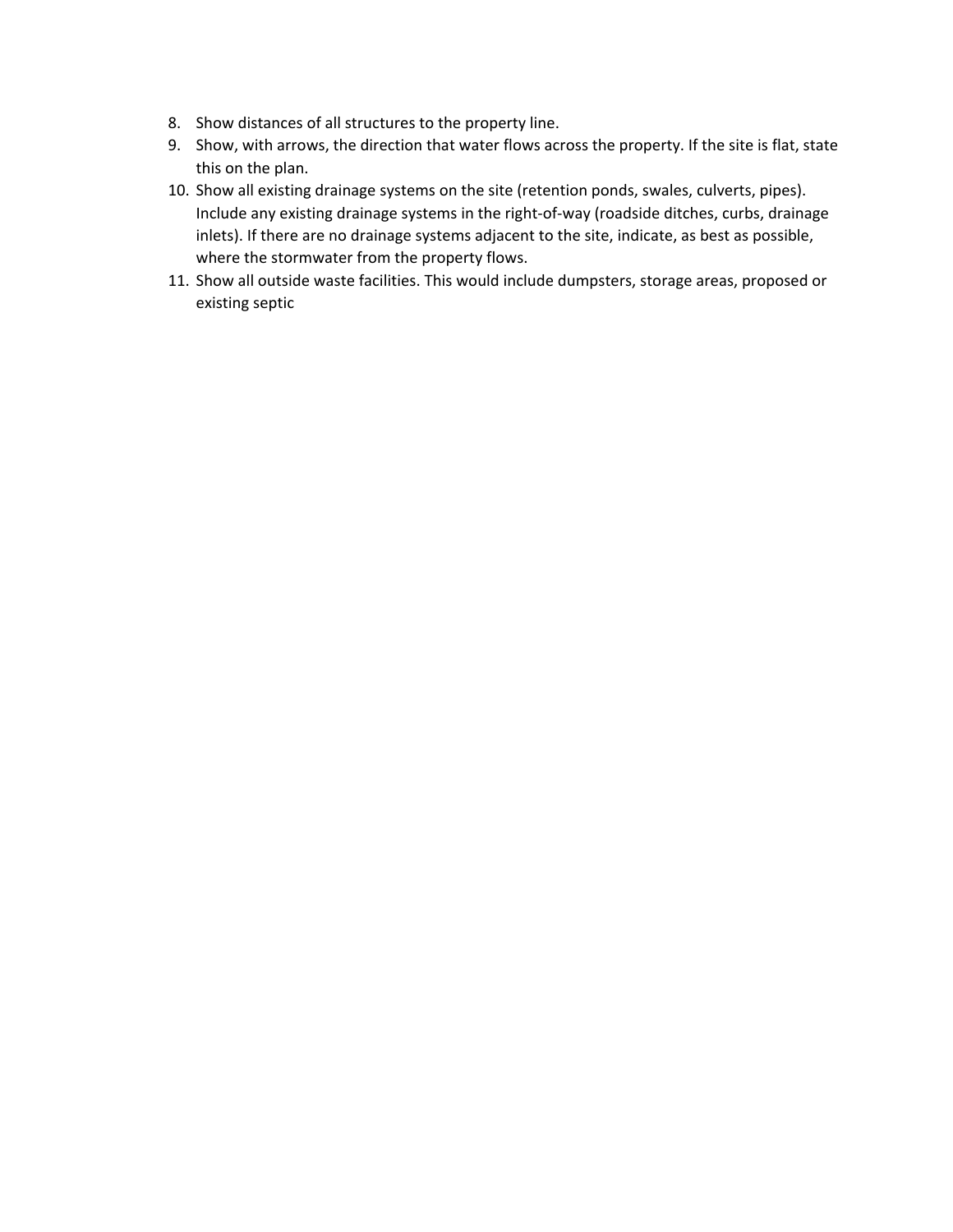8. Show distances of all structures to the property line.
9. Show, with arrows, the direction that water flows across the property. If the site is flat, state this on the plan.
10. Show all existing drainage systems on the site (retention ponds, swales, culverts, pipes). Include any existing drainage systems in the right-of-way (roadside ditches, curbs, drainage inlets). If there are no drainage systems adjacent to the site, indicate, as best as possible, where the stormwater from the property flows.
11. Show all outside waste facilities. This would include dumpsters, storage areas, proposed or existing septic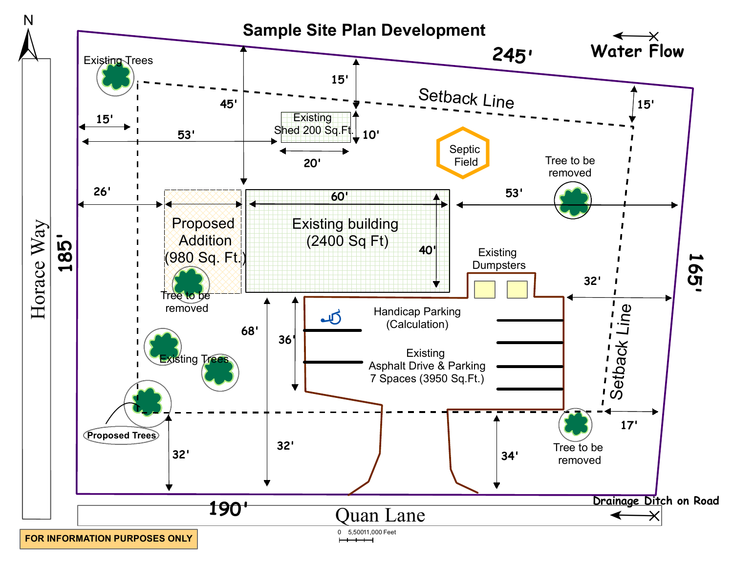# Sample Site Plan Development

N

Water Flow

245'

185'

165'

190'

Horace Way

Quan Lane

Existing Trees

Setback Line

15'

45'

15'

53'

Existing Shed 200 Sq.Ft.

10'

20'

Septic Field

Tree to be removed

26'

60'

53'

Proposed Addition (980 Sq. Ft.)

Existing building (2400 Sq Ft)

40'

Existing Dumpsters

32'

Tree to be removed

68'

36'

Handicap Parking (Calculation)

Existing Trees

Existing Asphalt Drive & Parking 7 Spaces (3950 Sq.Ft.)

Setback Line

Proposed Trees

32'

32'

34'

17'

Tree to be removed

Drainage Ditch on Road

FOR INFORMATION PURPOSES ONLY

0 5,500 11,000 Feet